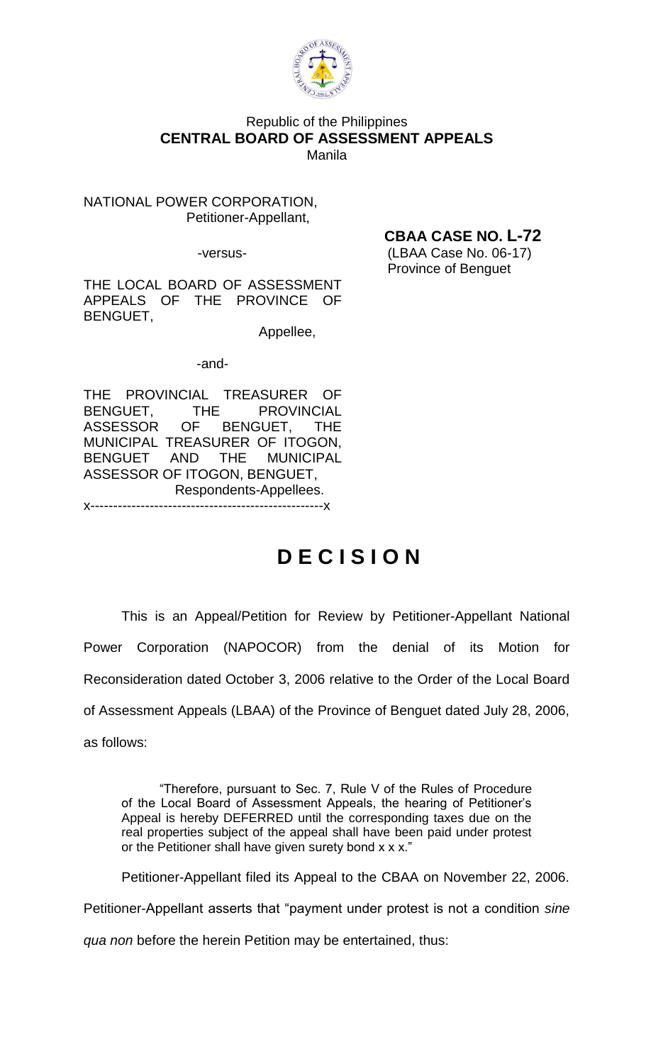Republic of the Philippines
**CENTRAL BOARD OF ASSESSMENT APPEALS**
Manila

NATIONAL POWER CORPORATION,
Petitioner-Appellant,

-versus-

THE LOCAL BOARD OF ASSESSMENT APPEALS OF THE PROVINCE OF BENGUET,
Appellee,

-and-

THE PROVINCIAL TREASURER OF BENGUET, THE PROVINCIAL ASSESSOR OF BENGUET, THE MUNICIPAL TREASURER OF ITOGON, BENGUET AND THE MUNICIPAL ASSESSOR OF ITOGON, BENGUET,
Respondents-Appellees.
x---------------------------------------------------x

**CBAA CASE NO. L-72**
(LBAA Case No. 06-17)
Province of Benguet

# D E C I S I O N

This is an Appeal/Petition for Review by Petitioner-Appellant National Power Corporation (NAPOCOR) from the denial of its Motion for Reconsideration dated October 3, 2006 relative to the Order of the Local Board of Assessment Appeals (LBAA) of the Province of Benguet dated July 28, 2006, as follows:

> "Therefore, pursuant to Sec. 7, Rule V of the Rules of Procedure of the Local Board of Assessment Appeals, the hearing of Petitioner's Appeal is hereby DEFERRED until the corresponding taxes due on the real properties subject of the appeal shall have been paid under protest or the Petitioner shall have given surety bond x x x."

Petitioner-Appellant filed its Appeal to the CBAA on November 22, 2006. Petitioner-Appellant asserts that "payment under protest is not a condition *sine qua non* before the herein Petition may be entertained, thus: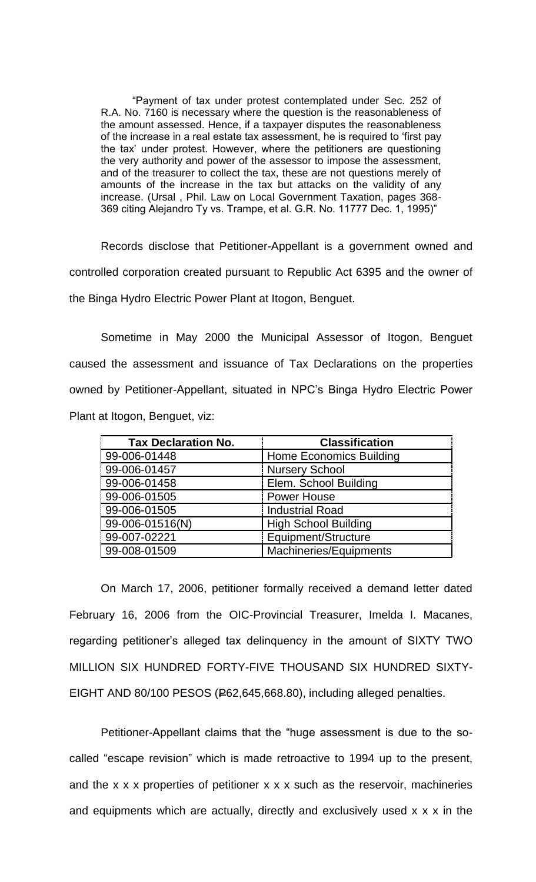> "Payment of tax under protest contemplated under Sec. 252 of R.A. No. 7160 is necessary where the question is the reasonableness of the amount assessed. Hence, if a taxpayer disputes the reasonableness of the increase in a real estate tax assessment, he is required to 'first pay the tax' under protest. However, where the petitioners are questioning the very authority and power of the assessor to impose the assessment, and of the treasurer to collect the tax, these are not questions merely of amounts of the increase in the tax but attacks on the validity of any increase. (Ursal , Phil. Law on Local Government Taxation, pages 368-369 citing Alejandro Ty vs. Trampe, et al. G.R. No. 11777 Dec. 1, 1995)"

Records disclose that Petitioner-Appellant is a government owned and controlled corporation created pursuant to Republic Act 6395 and the owner of the Binga Hydro Electric Power Plant at Itogon, Benguet.

Sometime in May 2000 the Municipal Assessor of Itogon, Benguet caused the assessment and issuance of Tax Declarations on the properties owned by Petitioner-Appellant, situated in NPC's Binga Hydro Electric Power Plant at Itogon, Benguet, viz:

| Tax Declaration No. | Classification |
|---|---|
| 99-006-01448 | Home Economics Building |
| 99-006-01457 | Nursery School |
| 99-006-01458 | Elem. School Building |
| 99-006-01505 | Power House |
| 99-006-01505 | Industrial Road |
| 99-006-01516(N) | High School Building |
| 99-007-02221 | Equipment/Structure |
| 99-008-01509 | Machineries/Equipments |

On March 17, 2006, petitioner formally received a demand letter dated February 16, 2006 from the OIC-Provincial Treasurer, Imelda I. Macanes, regarding petitioner's alleged tax delinquency in the amount of SIXTY TWO MILLION SIX HUNDRED FORTY-FIVE THOUSAND SIX HUNDRED SIXTY-EIGHT AND 80/100 PESOS (₱62,645,668.80), including alleged penalties.

Petitioner-Appellant claims that the "huge assessment is due to the so-called "escape revision" which is made retroactive to 1994 up to the present, and the x x x properties of petitioner x x x such as the reservoir, machineries and equipments which are actually, directly and exclusively used x x x in the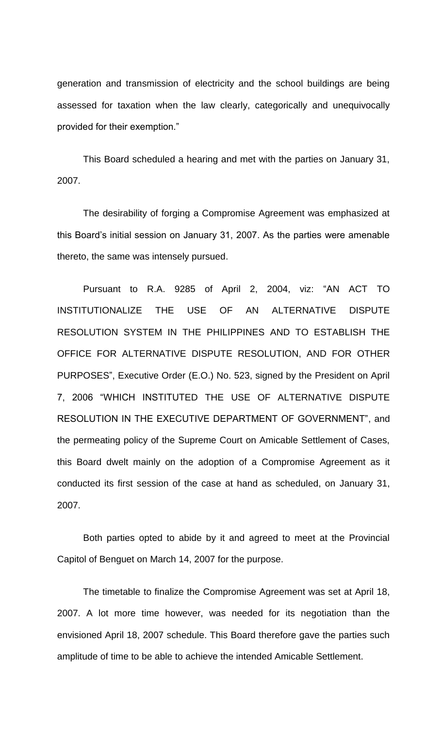generation and transmission of electricity and the school buildings are being assessed for taxation when the law clearly, categorically and unequivocally provided for their exemption."

This Board scheduled a hearing and met with the parties on January 31, 2007.

The desirability of forging a Compromise Agreement was emphasized at this Board's initial session on January 31, 2007. As the parties were amenable thereto, the same was intensely pursued.

Pursuant to R.A. 9285 of April 2, 2004, viz: "AN ACT TO INSTITUTIONALIZE THE USE OF AN ALTERNATIVE DISPUTE RESOLUTION SYSTEM IN THE PHILIPPINES AND TO ESTABLISH THE OFFICE FOR ALTERNATIVE DISPUTE RESOLUTION, AND FOR OTHER PURPOSES", Executive Order (E.O.) No. 523, signed by the President on April 7, 2006 "WHICH INSTITUTED THE USE OF ALTERNATIVE DISPUTE RESOLUTION IN THE EXECUTIVE DEPARTMENT OF GOVERNMENT", and the permeating policy of the Supreme Court on Amicable Settlement of Cases, this Board dwelt mainly on the adoption of a Compromise Agreement as it conducted its first session of the case at hand as scheduled, on January 31, 2007.

Both parties opted to abide by it and agreed to meet at the Provincial Capitol of Benguet on March 14, 2007 for the purpose.

The timetable to finalize the Compromise Agreement was set at April 18, 2007. A lot more time however, was needed for its negotiation than the envisioned April 18, 2007 schedule. This Board therefore gave the parties such amplitude of time to be able to achieve the intended Amicable Settlement.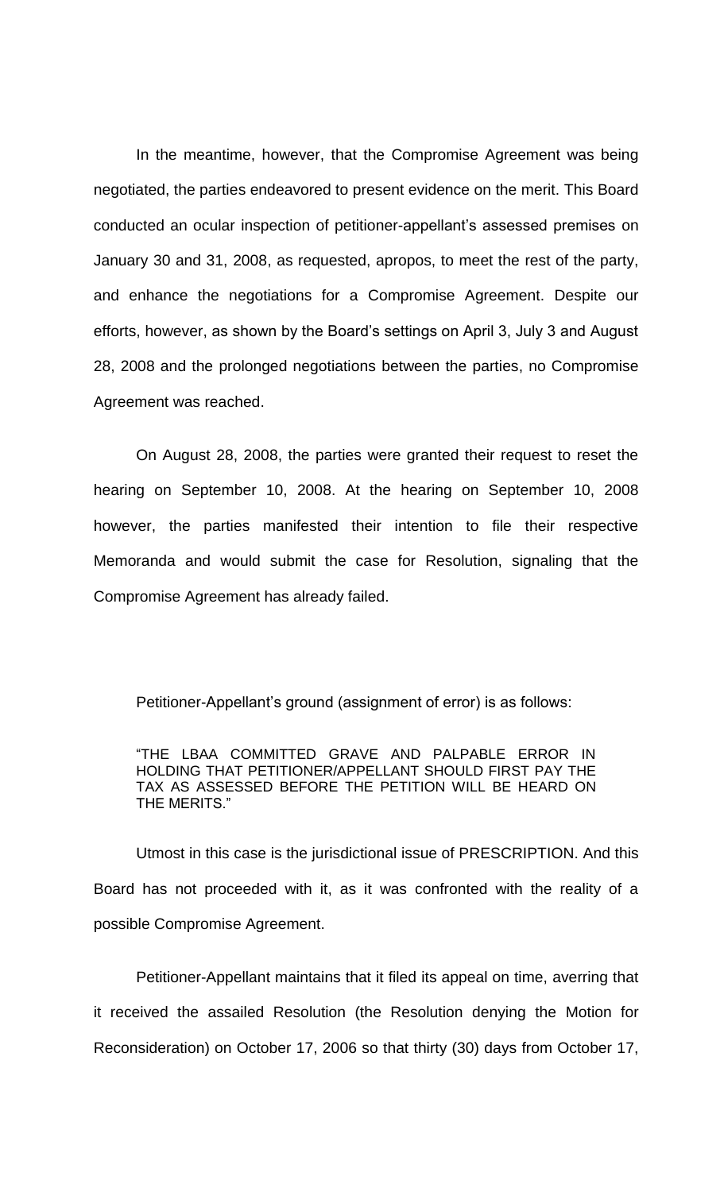In the meantime, however, that the Compromise Agreement was being negotiated, the parties endeavored to present evidence on the merit. This Board conducted an ocular inspection of petitioner-appellant's assessed premises on January 30 and 31, 2008, as requested, apropos, to meet the rest of the party, and enhance the negotiations for a Compromise Agreement. Despite our efforts, however, as shown by the Board's settings on April 3, July 3 and August 28, 2008 and the prolonged negotiations between the parties, no Compromise Agreement was reached.

On August 28, 2008, the parties were granted their request to reset the hearing on September 10, 2008. At the hearing on September 10, 2008 however, the parties manifested their intention to file their respective Memoranda and would submit the case for Resolution, signaling that the Compromise Agreement has already failed.

Petitioner-Appellant's ground (assignment of error) is as follows:

> "THE LBAA COMMITTED GRAVE AND PALPABLE ERROR IN HOLDING THAT PETITIONER/APPELLANT SHOULD FIRST PAY THE TAX AS ASSESSED BEFORE THE PETITION WILL BE HEARD ON THE MERITS."

Utmost in this case is the jurisdictional issue of PRESCRIPTION. And this Board has not proceeded with it, as it was confronted with the reality of a possible Compromise Agreement.

Petitioner-Appellant maintains that it filed its appeal on time, averring that it received the assailed Resolution (the Resolution denying the Motion for Reconsideration) on October 17, 2006 so that thirty (30) days from October 17,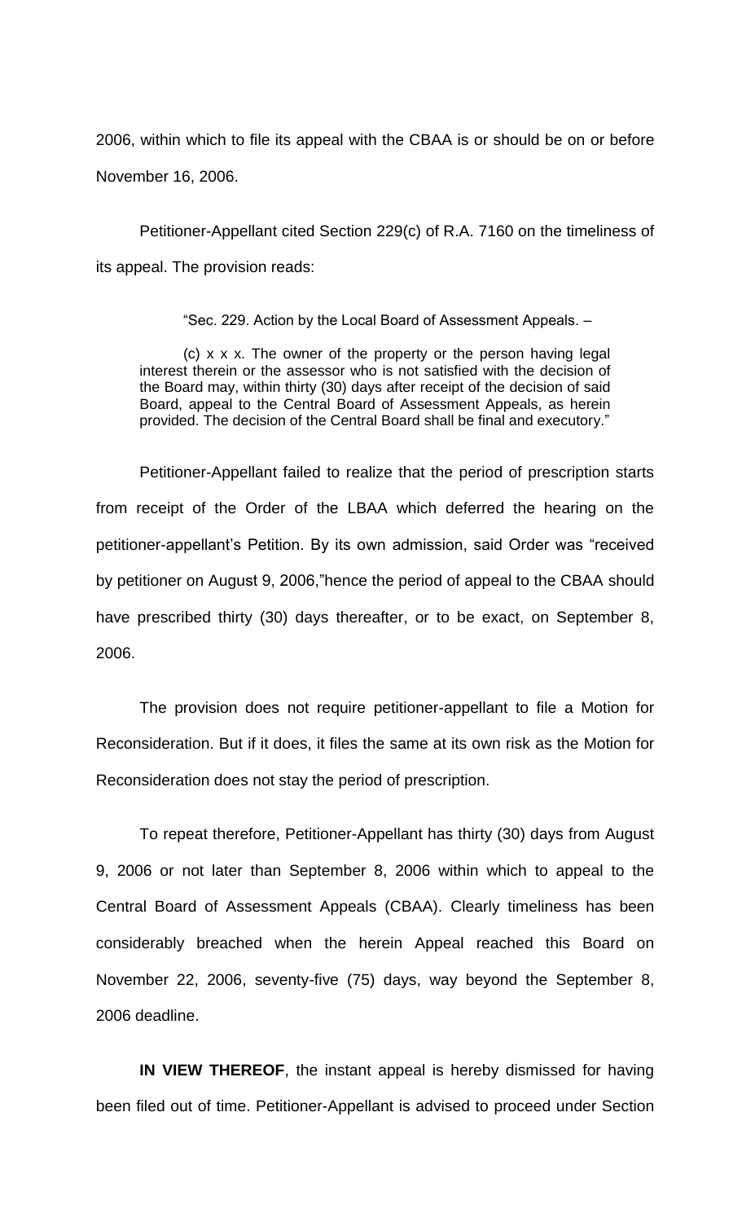2006, within which to file its appeal with the CBAA is or should be on or before November 16, 2006.

Petitioner-Appellant cited Section 229(c) of R.A. 7160 on the timeliness of its appeal. The provision reads:

> "Sec. 229. Action by the Local Board of Assessment Appeals. –
>
> (c) x x x. The owner of the property or the person having legal interest therein or the assessor who is not satisfied with the decision of the Board may, within thirty (30) days after receipt of the decision of said Board, appeal to the Central Board of Assessment Appeals, as herein provided. The decision of the Central Board shall be final and executory."

Petitioner-Appellant failed to realize that the period of prescription starts from receipt of the Order of the LBAA which deferred the hearing on the petitioner-appellant's Petition. By its own admission, said Order was "received by petitioner on August 9, 2006,"hence the period of appeal to the CBAA should have prescribed thirty (30) days thereafter, or to be exact, on September 8, 2006.

The provision does not require petitioner-appellant to file a Motion for Reconsideration. But if it does, it files the same at its own risk as the Motion for Reconsideration does not stay the period of prescription.

To repeat therefore, Petitioner-Appellant has thirty (30) days from August 9, 2006 or not later than September 8, 2006 within which to appeal to the Central Board of Assessment Appeals (CBAA). Clearly timeliness has been considerably breached when the herein Appeal reached this Board on November 22, 2006, seventy-five (75) days, way beyond the September 8, 2006 deadline.

**IN VIEW THEREOF**, the instant appeal is hereby dismissed for having been filed out of time. Petitioner-Appellant is advised to proceed under Section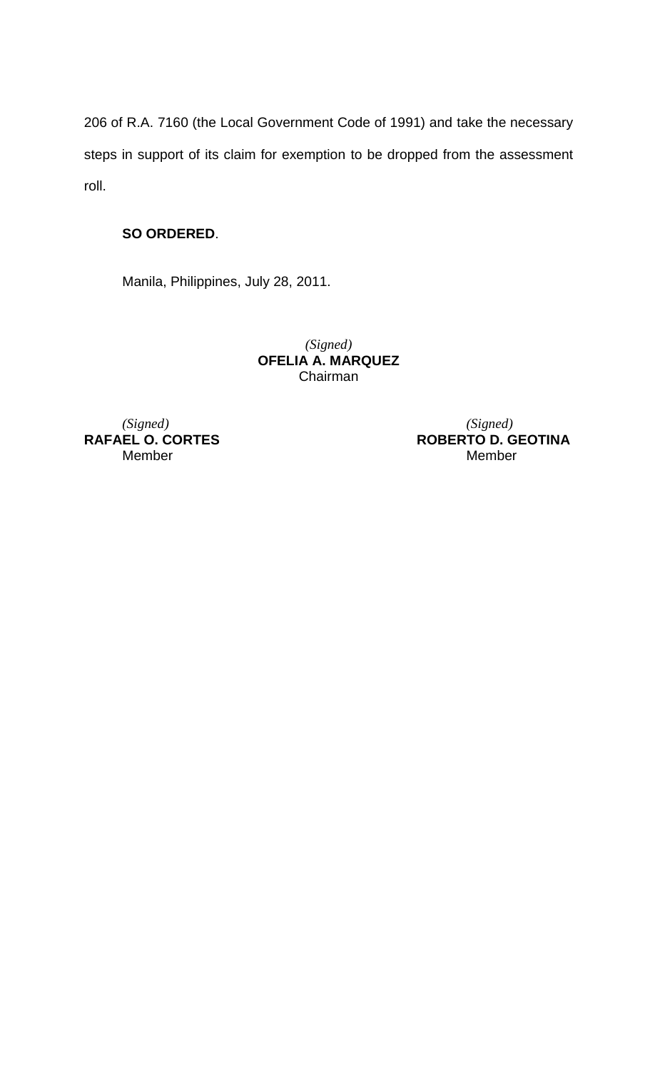206 of R.A. 7160 (the Local Government Code of 1991) and take the necessary steps in support of its claim for exemption to be dropped from the assessment roll.

**SO ORDERED**.

Manila, Philippines, July 28, 2011.

*(Signed)*
**OFELIA A. MARQUEZ**
Chairman

*(Signed)*
**RAFAEL O. CORTES**
Member

*(Signed)*
**ROBERTO D. GEOTINA**
Member